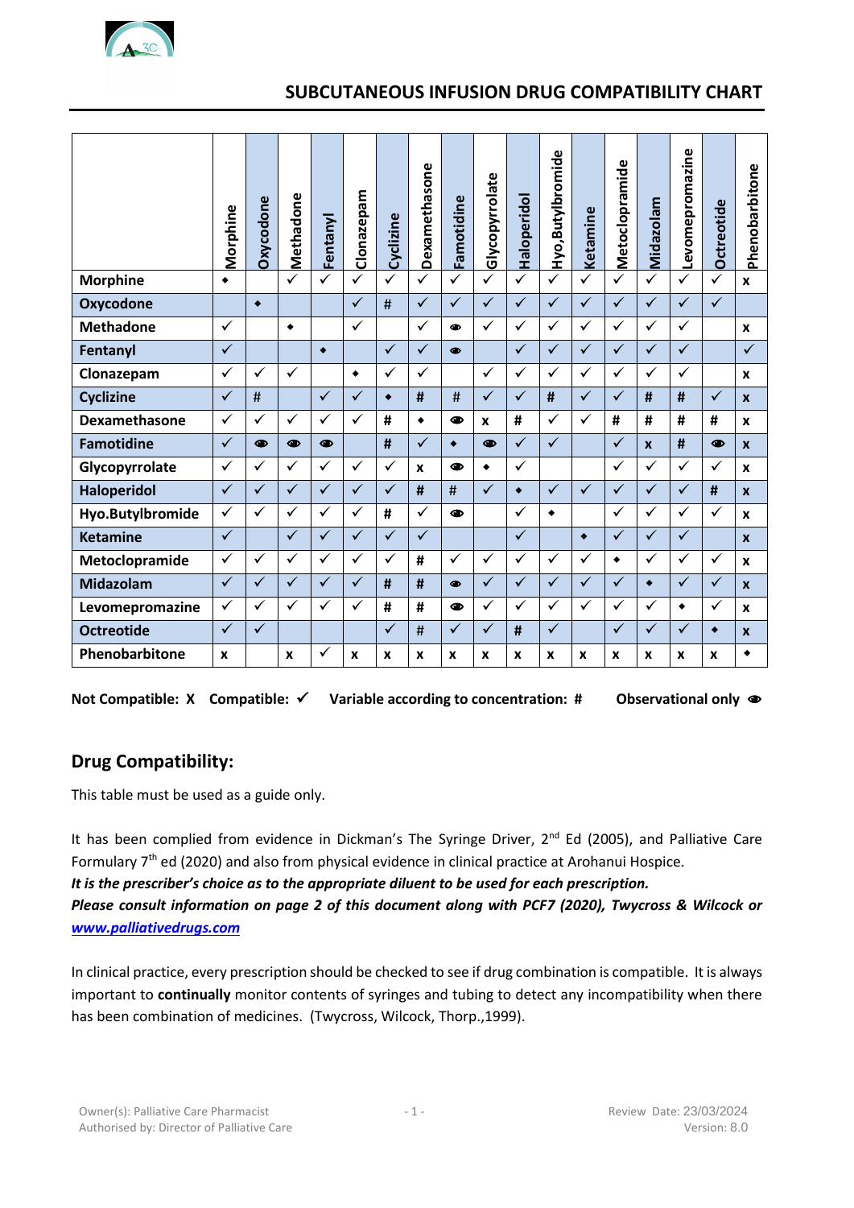## SUBCUTANEOUS INFUSION DRUG COMPATIBILITY CHART

| | Morphine | Oxycodone | Methadone | Fentanyl | Clonazepam | Cyclizine | Dexamethasone | Famotidine | Glycopyrrolate | Haloperidol | Hyo,Butylbromide | Ketamine | Metoclopramide | Midazolam | Levomepromazine | Octreotide | Phenobarbitone |
|---|---|---|---|---|---|---|---|---|---|---|---|---|---|---|---|---|---|
| **Morphine** | ◆ | | ✓ | ✓ | ✓ | ✓ | ✓ | ✓ | ✓ | ✓ | ✓ | ✓ | ✓ | ✓ | ✓ | ✓ | x |
| **Oxycodone** | | ◆ | | | ✓ | # | ✓ | ✓ | ✓ | ✓ | ✓ | ✓ | ✓ | ✓ | ✓ | ✓ | |
| **Methadone** | ✓ | | ◆ | | ✓ | | ✓ | 👁 | ✓ | ✓ | ✓ | ✓ | ✓ | ✓ | ✓ | | x |
| **Fentanyl** | ✓ | | | ◆ | | ✓ | ✓ | 👁 | | ✓ | ✓ | ✓ | ✓ | ✓ | ✓ | | ✓ |
| **Clonazepam** | ✓ | ✓ | ✓ | | ◆ | ✓ | ✓ | | ✓ | ✓ | ✓ | ✓ | ✓ | ✓ | ✓ | | x |
| **Cyclizine** | ✓ | # | | ✓ | ✓ | ◆ | # | # | ✓ | ✓ | # | ✓ | ✓ | # | # | ✓ | x |
| **Dexamethasone** | ✓ | ✓ | ✓ | ✓ | ✓ | # | ◆ | 👁 | x | # | ✓ | ✓ | # | # | # | # | x |
| **Famotidine** | ✓ | 👁 | 👁 | 👁 | | # | ✓ | ◆ | 👁 | ✓ | ✓ | | ✓ | x | # | 👁 | x |
| **Glycopyrrolate** | ✓ | ✓ | ✓ | ✓ | ✓ | ✓ | x | 👁 | ◆ | ✓ | | | ✓ | ✓ | ✓ | ✓ | x |
| **Haloperidol** | ✓ | ✓ | ✓ | ✓ | ✓ | ✓ | # | # | ✓ | ◆ | ✓ | ✓ | ✓ | ✓ | ✓ | # | x |
| **Hyo.Butylbromide** | ✓ | ✓ | ✓ | ✓ | ✓ | # | ✓ | 👁 | | ✓ | ◆ | | ✓ | ✓ | ✓ | ✓ | x |
| **Ketamine** | ✓ | | ✓ | ✓ | ✓ | ✓ | ✓ | | | ✓ | | ◆ | ✓ | ✓ | ✓ | | x |
| **Metoclopramide** | ✓ | ✓ | ✓ | ✓ | ✓ | ✓ | # | ✓ | ✓ | ✓ | ✓ | ✓ | ◆ | ✓ | ✓ | ✓ | x |
| **Midazolam** | ✓ | ✓ | ✓ | ✓ | ✓ | # | # | 👁 | ✓ | ✓ | ✓ | ✓ | ✓ | ◆ | ✓ | ✓ | x |
| **Levomepromazine** | ✓ | ✓ | ✓ | ✓ | ✓ | # | # | 👁 | ✓ | ✓ | ✓ | ✓ | ✓ | ✓ | ◆ | ✓ | x |
| **Octreotide** | ✓ | ✓ | | | | ✓ | # | ✓ | ✓ | # | ✓ | | ✓ | ✓ | ✓ | ◆ | x |
| **Phenobarbitone** | x | | x | ✓ | x | x | x | x | x | x | x | x | x | x | x | x | ◆ |

**Not Compatible: X  Compatible: ✓  Variable according to concentration: #  Observational only 👁**

## Drug Compatibility:

This table must be used as a guide only.

It has been complied from evidence in Dickman's The Syringe Driver, 2nd Ed (2005), and Palliative Care Formulary 7th ed (2020) and also from physical evidence in clinical practice at Arohanui Hospice.

***It is the prescriber's choice as to the appropriate diluent to be used for each prescription.***

***Please consult information on page 2 of this document along with PCF7 (2020), Twycross & Wilcock or www.palliativedrugs.com***

In clinical practice, every prescription should be checked to see if drug combination is compatible. It is always important to **continually** monitor contents of syringes and tubing to detect any incompatibility when there has been combination of medicines. (Twycross, Wilcock, Thorp.,1999).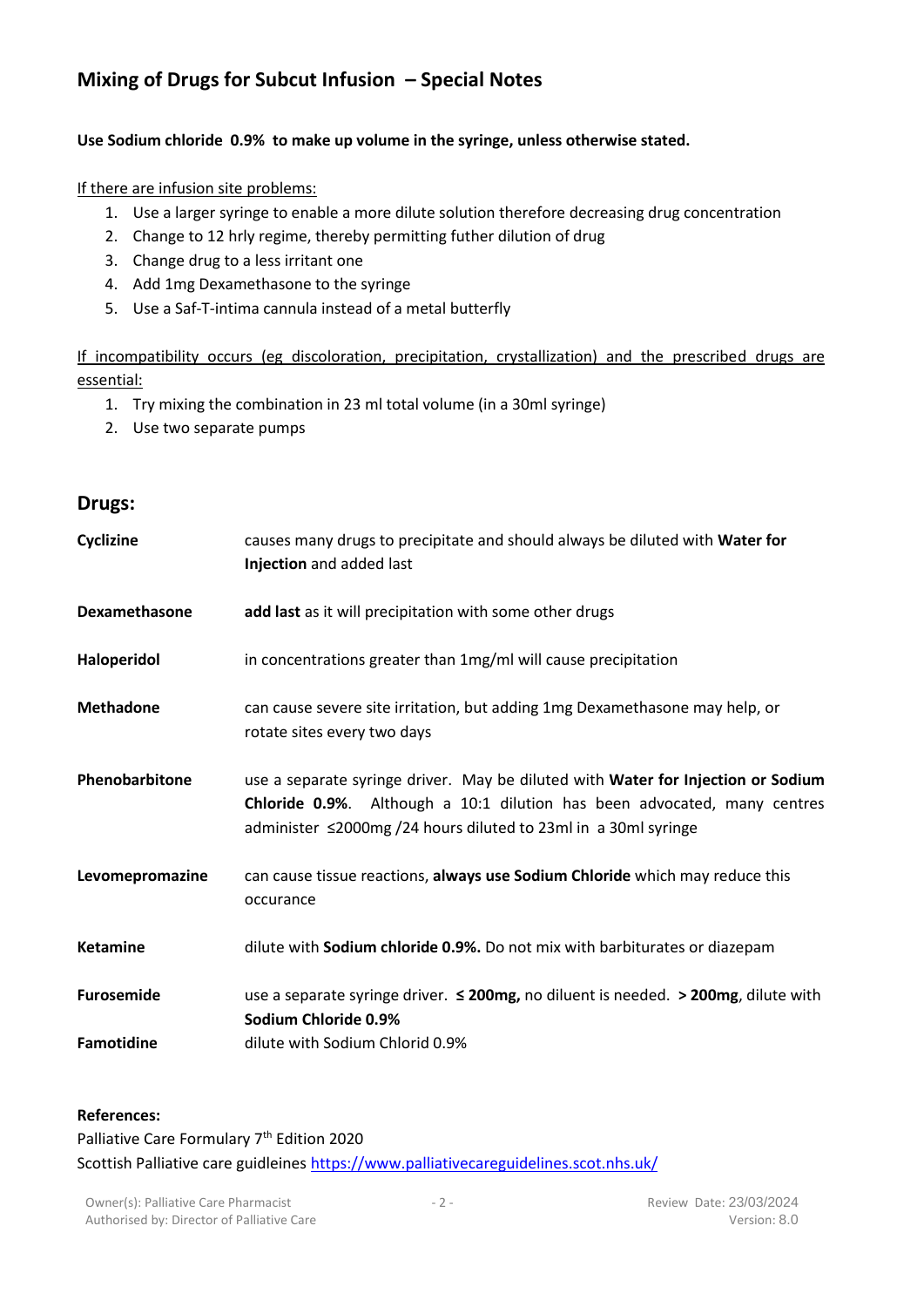## Mixing of Drugs for Subcut Infusion – Special Notes

**Use Sodium chloride 0.9% to make up volume in the syringe, unless otherwise stated.**

If there are infusion site problems:

1. Use a larger syringe to enable a more dilute solution therefore decreasing drug concentration
2. Change to 12 hrly regime, thereby permitting futher dilution of drug
3. Change drug to a less irritant one
4. Add 1mg Dexamethasone to the syringe
5. Use a Saf-T-intima cannula instead of a metal butterfly

If incompatibility occurs (eg discoloration, precipitation, crystallization) and the prescribed drugs are essential:

1. Try mixing the combination in 23 ml total volume (in a 30ml syringe)
2. Use two separate pumps

### Drugs:

| | |
|---|---|
| **Cyclizine** | causes many drugs to precipitate and should always be diluted with **Water for Injection** and added last |
| **Dexamethasone** | **add last** as it will precipitation with some other drugs |
| **Haloperidol** | in concentrations greater than 1mg/ml will cause precipitation |
| **Methadone** | can cause severe site irritation, but adding 1mg Dexamethasone may help, or rotate sites every two days |
| **Phenobarbitone** | use a separate syringe driver. May be diluted with **Water for Injection or Sodium Chloride 0.9%**. Although a 10:1 dilution has been advocated, many centres administer ≤2000mg /24 hours diluted to 23ml in a 30ml syringe |
| **Levomepromazine** | can cause tissue reactions, **always use Sodium Chloride** which may reduce this occurance |
| **Ketamine** | dilute with **Sodium chloride 0.9%.** Do not mix with barbiturates or diazepam |
| **Furosemide** | use a separate syringe driver. **≤ 200mg,** no diluent is needed. **> 200mg**, dilute with **Sodium Chloride 0.9%** |
| **Famotidine** | dilute with Sodium Chlorid 0.9% |

**References:**

Palliative Care Formulary 7th Edition 2020

Scottish Palliative care guideleines https://www.palliativecareguidelines.scot.nhs.uk/

Owner(s): Palliative Care Pharmacist
Authorised by: Director of Palliative Care

Review Date: 23/03/2024
Version: 8.0